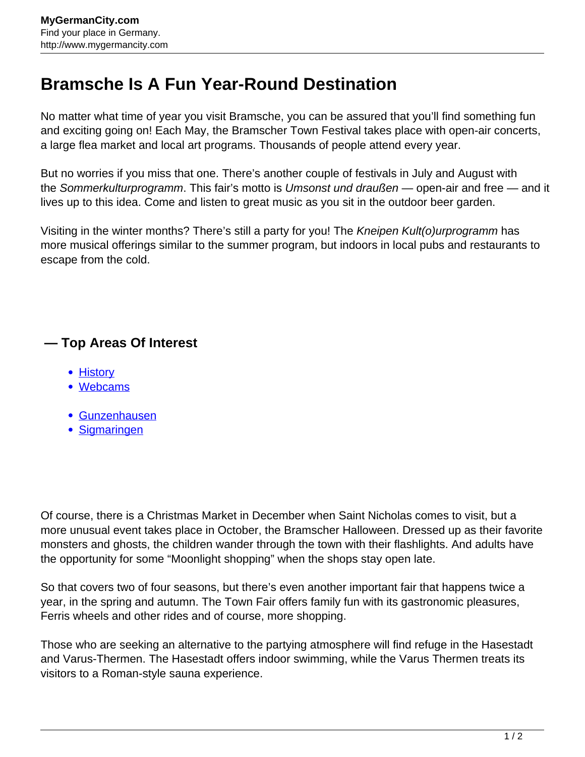# Bramsche Is A Fun Year-Round Destination

No matter what time of year you visit Bramsche, you can be assured that you'll find something fun and exciting going on! Each May, the Bramscher Town Festival takes place with open-air concerts, a large flea market and local art programs. Thousands of people attend every year.

But no worries if you miss that one. There's another couple of festivals in July and August with the *Sommerkulturprogramm*. This fair's motto is *Umsonst und draußen* — open-air and free — and it lives up to this idea. Come and listen to great music as you sit in the outdoor beer garden.

Visiting in the winter months? There's still a party for you! The *Kneipen Kult(o)urprogramm* has more musical offerings similar to the summer program, but indoors in local pubs and restaurants to escape from the cold.

### — Top Areas Of Interest

- History
- Webcams

- Gunzenhausen
- Sigmaringen

Of course, there is a Christmas Market in December when Saint Nicholas comes to visit, but a more unusual event takes place in October, the Bramscher Halloween. Dressed up as their favorite monsters and ghosts, the children wander through the town with their flashlights. And adults have the opportunity for some "Moonlight shopping" when the shops stay open late.

So that covers two of four seasons, but there's even another important fair that happens twice a year, in the spring and autumn. The Town Fair offers family fun with its gastronomic pleasures, Ferris wheels and other rides and of course, more shopping.

Those who are seeking an alternative to the partying atmosphere will find refuge in the Hasestadt and Varus-Thermen. The Hasestadt offers indoor swimming, while the Varus Thermen treats its visitors to a Roman-style sauna experience.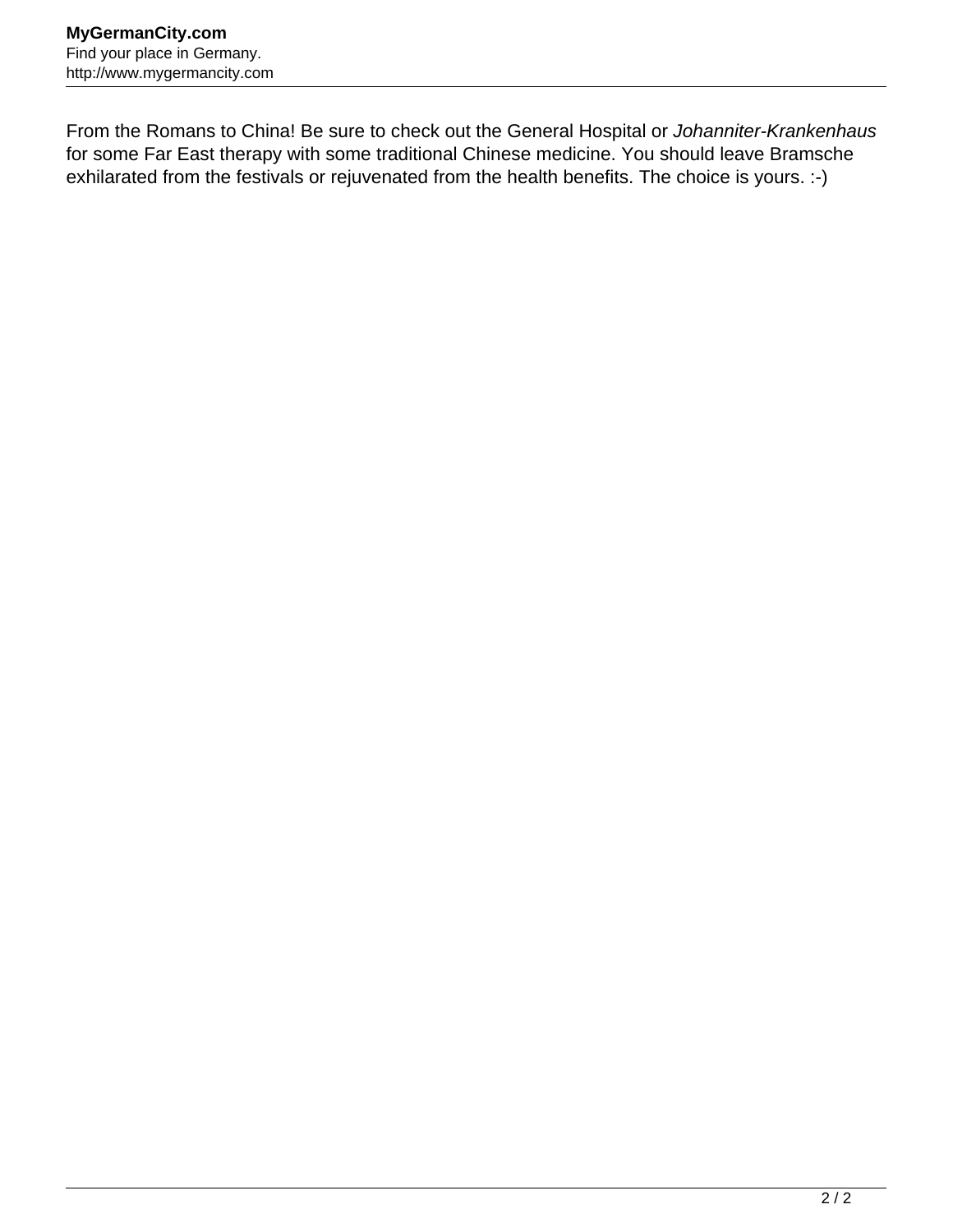From the Romans to China! Be sure to check out the General Hospital or *Johanniter-Krankenhaus* for some Far East therapy with some traditional Chinese medicine. You should leave Bramsche exhilarated from the festivals or rejuvenated from the health benefits. The choice is yours. :-)